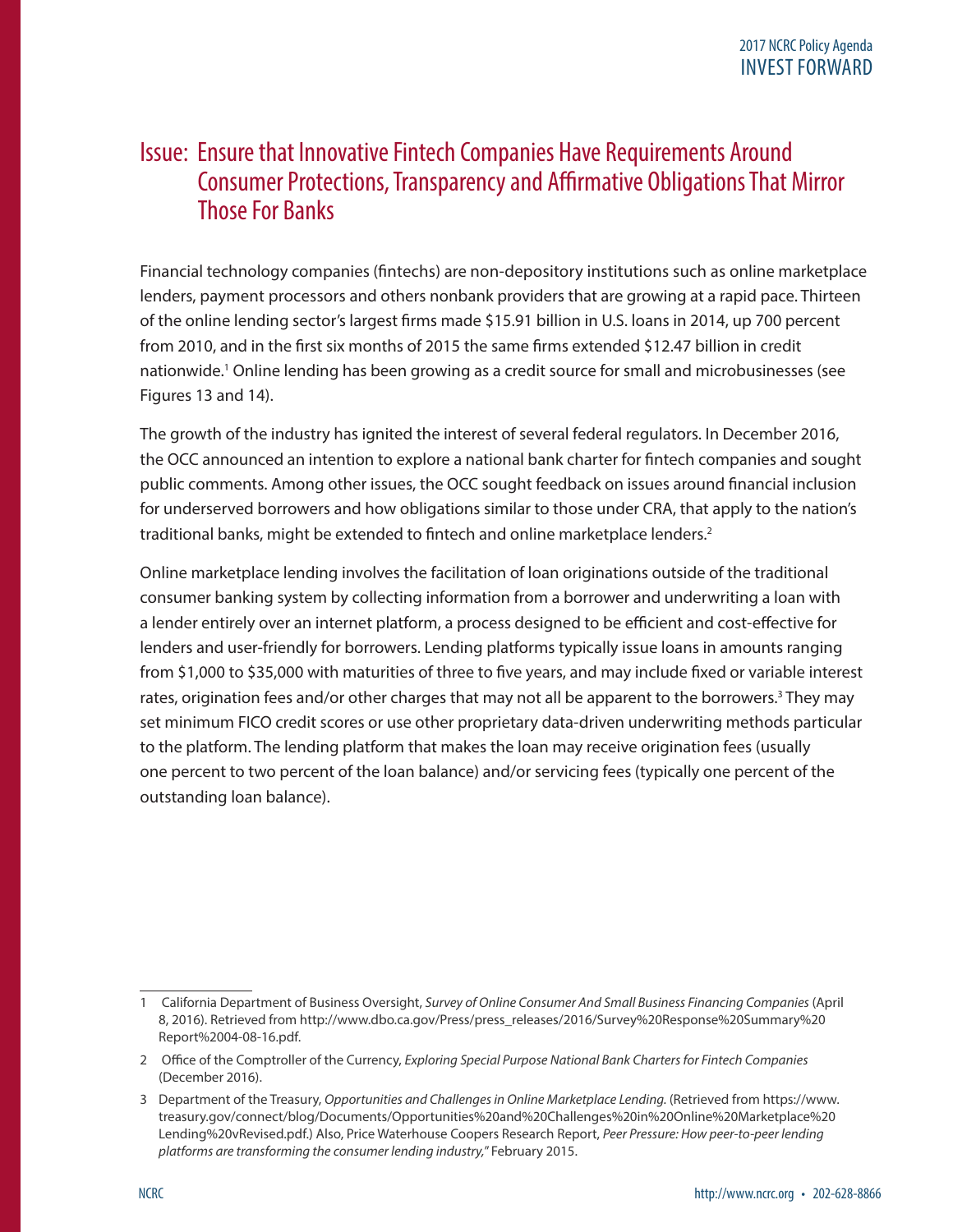# Issue: Ensure that Innovative Fintech Companies Have Requirements Around Consumer Protections, Transparency and Affirmative Obligations That Mirror Those For Banks

Financial technology companies (fintechs) are non-depository institutions such as online marketplace lenders, payment processors and others nonbank providers that are growing at a rapid pace. Thirteen of the online lending sector's largest firms made $15.91 billion in U.S. loans in 2014, up 700 percent from 2010, and in the first six months of 2015 the same firms extended $12.47 billion in credit nationwide.[1] Online lending has been growing as a credit source for small and microbusinesses (see Figures 13 and 14).

The growth of the industry has ignited the interest of several federal regulators. In December 2016, the OCC announced an intention to explore a national bank charter for fintech companies and sought public comments. Among other issues, the OCC sought feedback on issues around financial inclusion for underserved borrowers and how obligations similar to those under CRA, that apply to the nation's traditional banks, might be extended to fintech and online marketplace lenders.[2]

Online marketplace lending involves the facilitation of loan originations outside of the traditional consumer banking system by collecting information from a borrower and underwriting a loan with a lender entirely over an internet platform, a process designed to be efficient and cost-effective for lenders and user-friendly for borrowers. Lending platforms typically issue loans in amounts ranging from $1,000 to $35,000 with maturities of three to five years, and may include fixed or variable interest rates, origination fees and/or other charges that may not all be apparent to the borrowers.[3] They may set minimum FICO credit scores or use other proprietary data-driven underwriting methods particular to the platform. The lending platform that makes the loan may receive origination fees (usually one percent to two percent of the loan balance) and/or servicing fees (typically one percent of the outstanding loan balance).

---

1 California Department of Business Oversight, *Survey of Online Consumer And Small Business Financing Companies* (April 8, 2016). Retrieved from http://www.dbo.ca.gov/Press/press_releases/2016/Survey%20Response%20Summary%20Report%2004-08-16.pdf.

2 Office of the Comptroller of the Currency, *Exploring Special Purpose National Bank Charters for Fintech Companies* (December 2016).

3 Department of the Treasury, *Opportunities and Challenges in Online Marketplace Lending.* (Retrieved from https://www.treasury.gov/connect/blog/Documents/Opportunities%20and%20Challenges%20in%20Online%20Marketplace%20Lending%20vRevised.pdf.) Also, Price Waterhouse Coopers Research Report, *Peer Pressure: How peer-to-peer lending platforms are transforming the consumer lending industry,"* February 2015.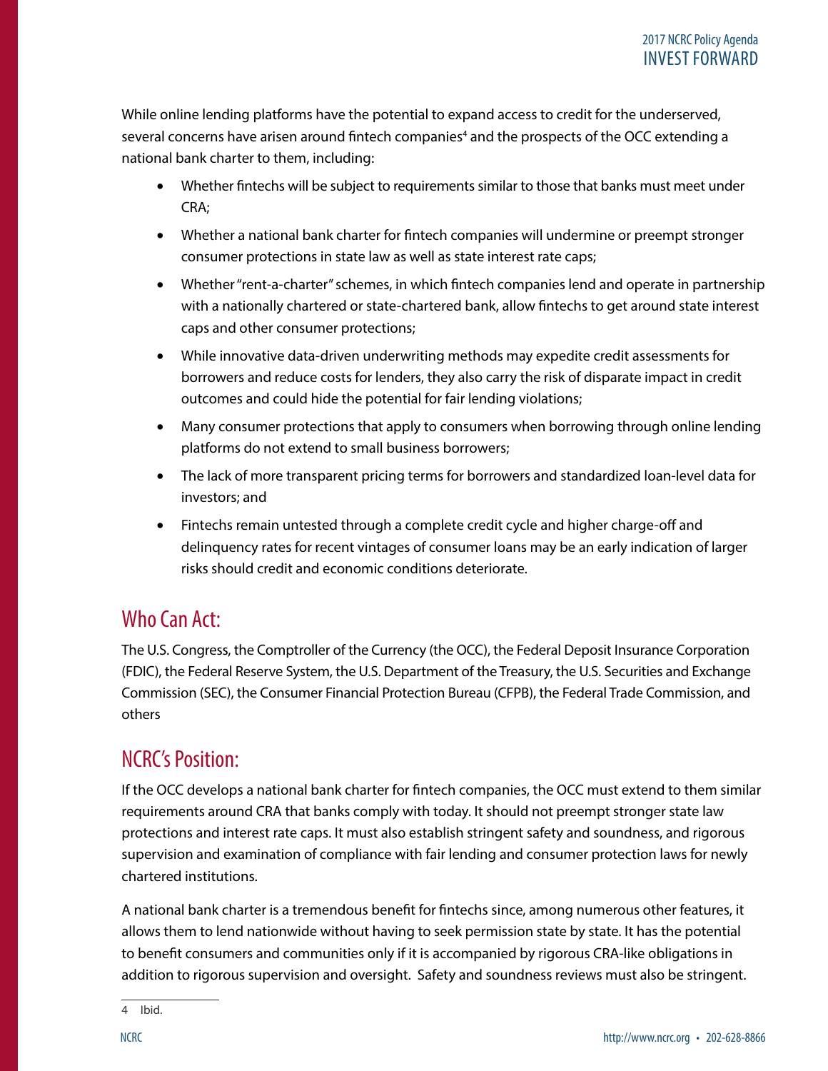While online lending platforms have the potential to expand access to credit for the underserved, several concerns have arisen around fintech companies[4] and the prospects of the OCC extending a national bank charter to them, including:

- Whether fintechs will be subject to requirements similar to those that banks must meet under CRA;
- Whether a national bank charter for fintech companies will undermine or preempt stronger consumer protections in state law as well as state interest rate caps;
- Whether "rent-a-charter" schemes, in which fintech companies lend and operate in partnership with a nationally chartered or state-chartered bank, allow fintechs to get around state interest caps and other consumer protections;
- While innovative data-driven underwriting methods may expedite credit assessments for borrowers and reduce costs for lenders, they also carry the risk of disparate impact in credit outcomes and could hide the potential for fair lending violations;
- Many consumer protections that apply to consumers when borrowing through online lending platforms do not extend to small business borrowers;
- The lack of more transparent pricing terms for borrowers and standardized loan-level data for investors; and
- Fintechs remain untested through a complete credit cycle and higher charge-off and delinquency rates for recent vintages of consumer loans may be an early indication of larger risks should credit and economic conditions deteriorate.

## Who Can Act:

The U.S. Congress, the Comptroller of the Currency (the OCC), the Federal Deposit Insurance Corporation (FDIC), the Federal Reserve System, the U.S. Department of the Treasury, the U.S. Securities and Exchange Commission (SEC), the Consumer Financial Protection Bureau (CFPB), the Federal Trade Commission, and others

## NCRC's Position:

If the OCC develops a national bank charter for fintech companies, the OCC must extend to them similar requirements around CRA that banks comply with today. It should not preempt stronger state law protections and interest rate caps. It must also establish stringent safety and soundness, and rigorous supervision and examination of compliance with fair lending and consumer protection laws for newly chartered institutions.

A national bank charter is a tremendous benefit for fintechs since, among numerous other features, it allows them to lend nationwide without having to seek permission state by state. It has the potential to benefit consumers and communities only if it is accompanied by rigorous CRA-like obligations in addition to rigorous supervision and oversight. Safety and soundness reviews must also be stringent.

---

4 Ibid.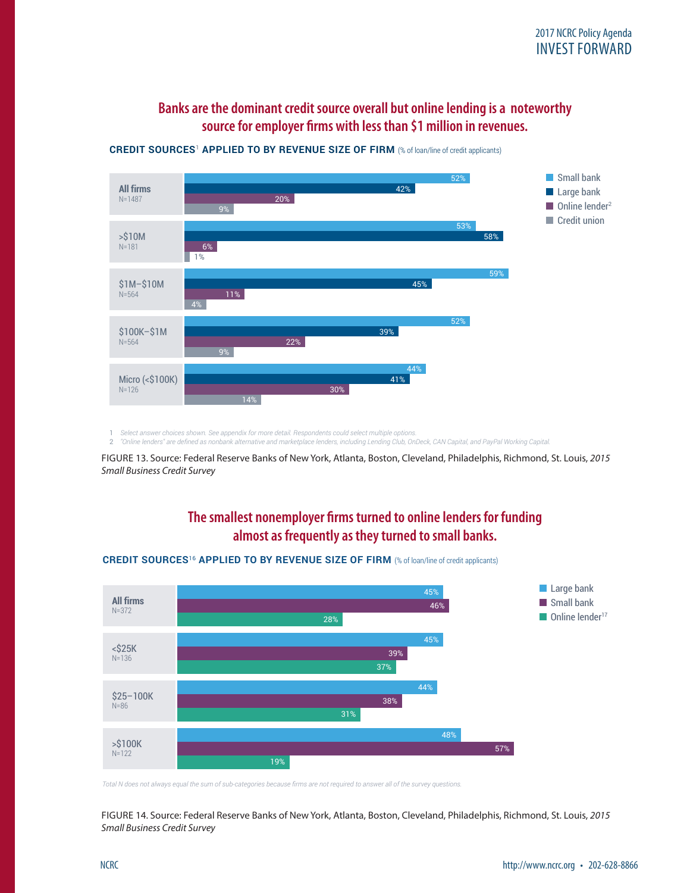## Banks are the dominant credit source overall but online lending is a noteworthy source for employer firms with less than $1 million in revenues.

**CREDIT SOURCES[1] APPLIED TO BY REVENUE SIZE OF FIRM** (% of loan/line of credit applicants)

Small bank
Large bank
Online lender[2]
Credit union

All firms
N=1487
52%
42%
20%
9%

>$10M
N=181
53%
58%
6%
1%

$1M–$10M
N=564
59%
45%
11%
4%

$100K–$1M
N=564
52%
39%
22%
9%

Micro (<$100K)
N=126
44%
41%
30%
14%

1 *Select answer choices shown. See appendix for more detail. Respondents could select multiple options.*
2 *"Online lenders" are defined as nonbank alternative and marketplace lenders, including Lending Club, OnDeck, CAN Capital, and PayPal Working Capital.*

FIGURE 13. Source: Federal Reserve Banks of New York, Atlanta, Boston, Cleveland, Philadelphis, Richmond, St. Louis, *2015 Small Business Credit Survey*

## The smallest nonemployer firms turned to online lenders for funding almost as frequently as they turned to small banks.

**CREDIT SOURCES[16] APPLIED TO BY REVENUE SIZE OF FIRM** (% of loan/line of credit applicants)

Large bank
Small bank
Online lender[17]

All firms
N=372
45%
46%
28%

<$25K
N=136
45%
39%
37%

$25–100K
N=86
44%
38%
31%

>$100K
N=122
48%
57%
19%

*Total N does not always equal the sum of sub-categories because firms are not required to answer all of the survey questions.*

FIGURE 14. Source: Federal Reserve Banks of New York, Atlanta, Boston, Cleveland, Philadelphis, Richmond, St. Louis, *2015 Small Business Credit Survey*